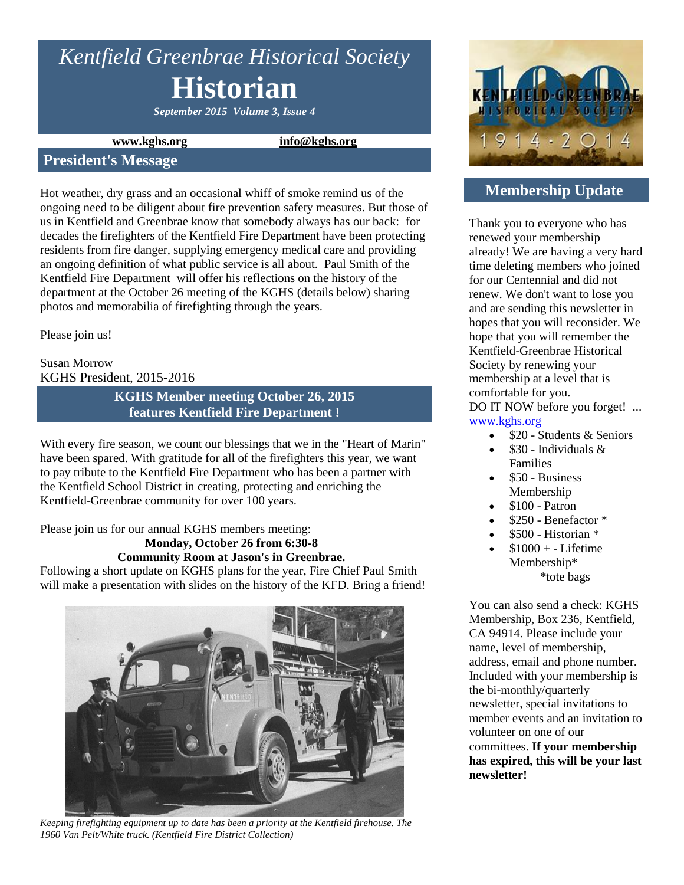# *Kentfield Greenbrae Historical Society*

# Historian

***September 2015 Volume 3, Issue 4***

**www.kghs.org** **info@kghs.org**

## President's Message

Hot weather, dry grass and an occasional whiff of smoke remind us of the ongoing need to be diligent about fire prevention safety measures. But those of us in Kentfield and Greenbrae know that somebody always has our back: for decades the firefighters of the Kentfield Fire Department have been protecting residents from fire danger, supplying emergency medical care and providing an ongoing definition of what public service is all about. Paul Smith of the Kentfield Fire Department will offer his reflections on the history of the department at the October 26 meeting of the KGHS (details below) sharing photos and memorabilia of firefighting through the years.

Please join us!

Susan Morrow
KGHS President, 2015-2016

## KGHS Member meeting October 26, 2015 features Kentfield Fire Department !

With every fire season, we count our blessings that we in the "Heart of Marin" have been spared. With gratitude for all of the firefighters this year, we want to pay tribute to the Kentfield Fire Department who has been a partner with the Kentfield School District in creating, protecting and enriching the Kentfield-Greenbrae community for over 100 years.

Please join us for our annual KGHS members meeting:

**Monday, October 26 from 6:30-8**
**Community Room at Jason's in Greenbrae.**

Following a short update on KGHS plans for the year, Fire Chief Paul Smith will make a presentation with slides on the history of the KFD. Bring a friend!

*Keeping firefighting equipment up to date has been a priority at the Kentfield firehouse. The 1960 Van Pelt/White truck. (Kentfield Fire District Collection)*

## Membership Update

Thank you to everyone who has renewed your membership already! We are having a very hard time deleting members who joined for our Centennial and did not renew. We don't want to lose you and are sending this newsletter in hopes that you will reconsider. We hope that you will remember the Kentfield-Greenbrae Historical Society by renewing your membership at a level that is comfortable for you.
DO IT NOW before you forget! ... www.kghs.org

- $20 - Students & Seniors
- $30 - Individuals & Families
- $50 - Business Membership
- $100 - Patron
- $250 - Benefactor *
- $500 - Historian *
- $1000 + - Lifetime Membership*

*tote bags

You can also send a check: KGHS Membership, Box 236, Kentfield, CA 94914. Please include your name, level of membership, address, email and phone number. Included with your membership is the bi-monthly/quarterly newsletter, special invitations to member events and an invitation to volunteer on one of our committees. **If your membership has expired, this will be your last newsletter!**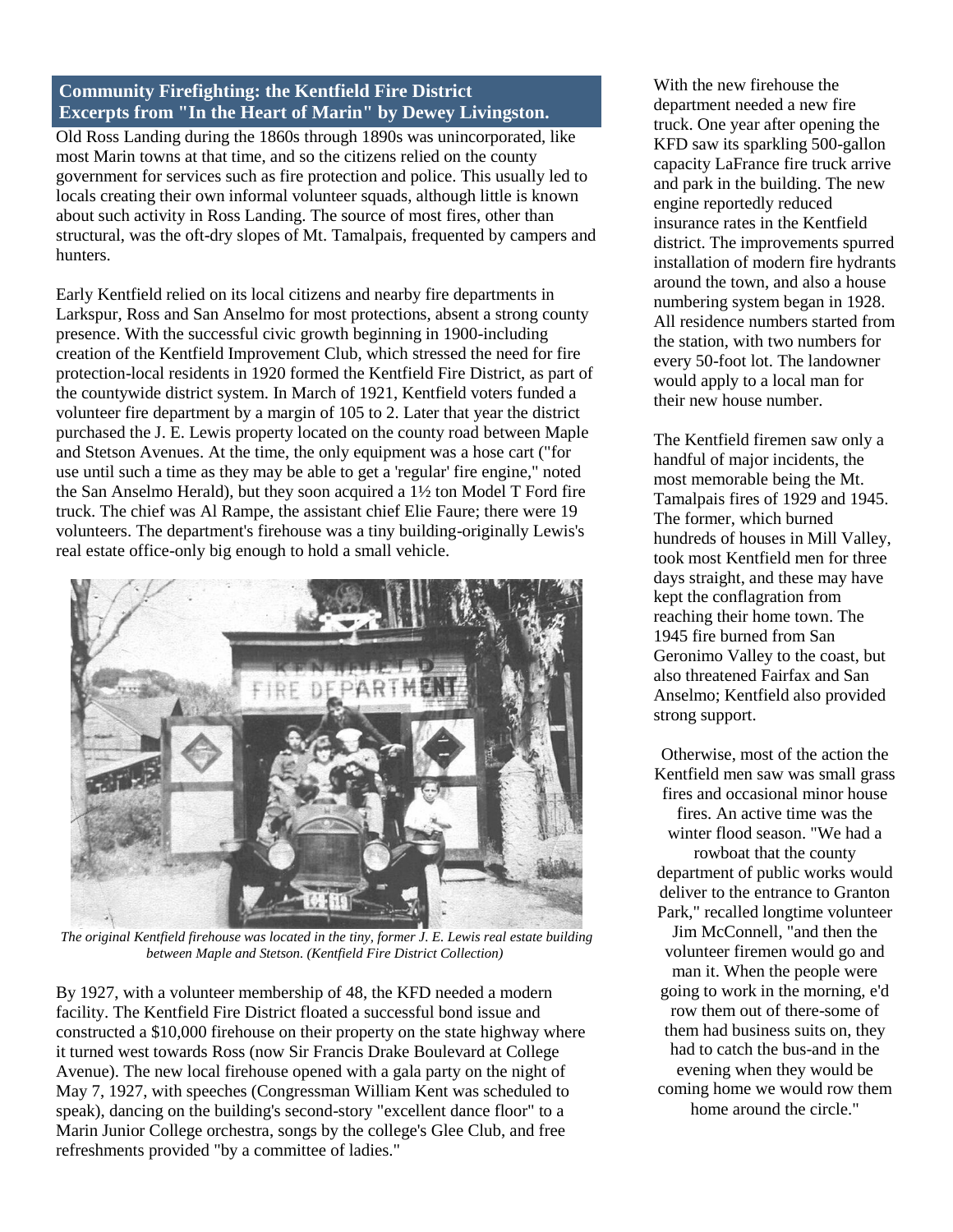## Community Firefighting: the Kentfield Fire District
## Excerpts from "In the Heart of Marin" by Dewey Livingston.

Old Ross Landing during the 1860s through 1890s was unincorporated, like most Marin towns at that time, and so the citizens relied on the county government for services such as fire protection and police. This usually led to locals creating their own informal volunteer squads, although little is known about such activity in Ross Landing. The source of most fires, other than structural, was the oft-dry slopes of Mt. Tamalpais, frequented by campers and hunters.

Early Kentfield relied on its local citizens and nearby fire departments in Larkspur, Ross and San Anselmo for most protections, absent a strong county presence. With the successful civic growth beginning in 1900-including creation of the Kentfield Improvement Club, which stressed the need for fire protection-local residents in 1920 formed the Kentfield Fire District, as part of the countywide district system. In March of 1921, Kentfield voters funded a volunteer fire department by a margin of 105 to 2. Later that year the district purchased the J. E. Lewis property located on the county road between Maple and Stetson Avenues. At the time, the only equipment was a hose cart ("for use until such a time as they may be able to get a 'regular' fire engine," noted the San Anselmo Herald), but they soon acquired a 1½ ton Model T Ford fire truck. The chief was Al Rampe, the assistant chief Elie Faure; there were 19 volunteers. The department's firehouse was a tiny building-originally Lewis's real estate office-only big enough to hold a small vehicle.

*The original Kentfield firehouse was located in the tiny, former J. E. Lewis real estate building between Maple and Stetson. (Kentfield Fire District Collection)*

By 1927, with a volunteer membership of 48, the KFD needed a modern facility. The Kentfield Fire District floated a successful bond issue and constructed a $10,000 firehouse on their property on the state highway where it turned west towards Ross (now Sir Francis Drake Boulevard at College Avenue). The new local firehouse opened with a gala party on the night of May 7, 1927, with speeches (Congressman William Kent was scheduled to speak), dancing on the building's second-story "excellent dance floor" to a Marin Junior College orchestra, songs by the college's Glee Club, and free refreshments provided "by a committee of ladies."

With the new firehouse the department needed a new fire truck. One year after opening the KFD saw its sparkling 500-gallon capacity LaFrance fire truck arrive and park in the building. The new engine reportedly reduced insurance rates in the Kentfield district. The improvements spurred installation of modern fire hydrants around the town, and also a house numbering system began in 1928. All residence numbers started from the station, with two numbers for every 50-foot lot. The landowner would apply to a local man for their new house number.

The Kentfield firemen saw only a handful of major incidents, the most memorable being the Mt. Tamalpais fires of 1929 and 1945. The former, which burned hundreds of houses in Mill Valley, took most Kentfield men for three days straight, and these may have kept the conflagration from reaching their home town. The 1945 fire burned from San Geronimo Valley to the coast, but also threatened Fairfax and San Anselmo; Kentfield also provided strong support.

Otherwise, most of the action the Kentfield men saw was small grass fires and occasional minor house fires. An active time was the winter flood season. "We had a rowboat that the county department of public works would deliver to the entrance to Granton Park," recalled longtime volunteer Jim McConnell, "and then the volunteer firemen would go and man it. When the people were going to work in the morning, e'd row them out of there-some of them had business suits on, they had to catch the bus-and in the evening when they would be coming home we would row them home around the circle."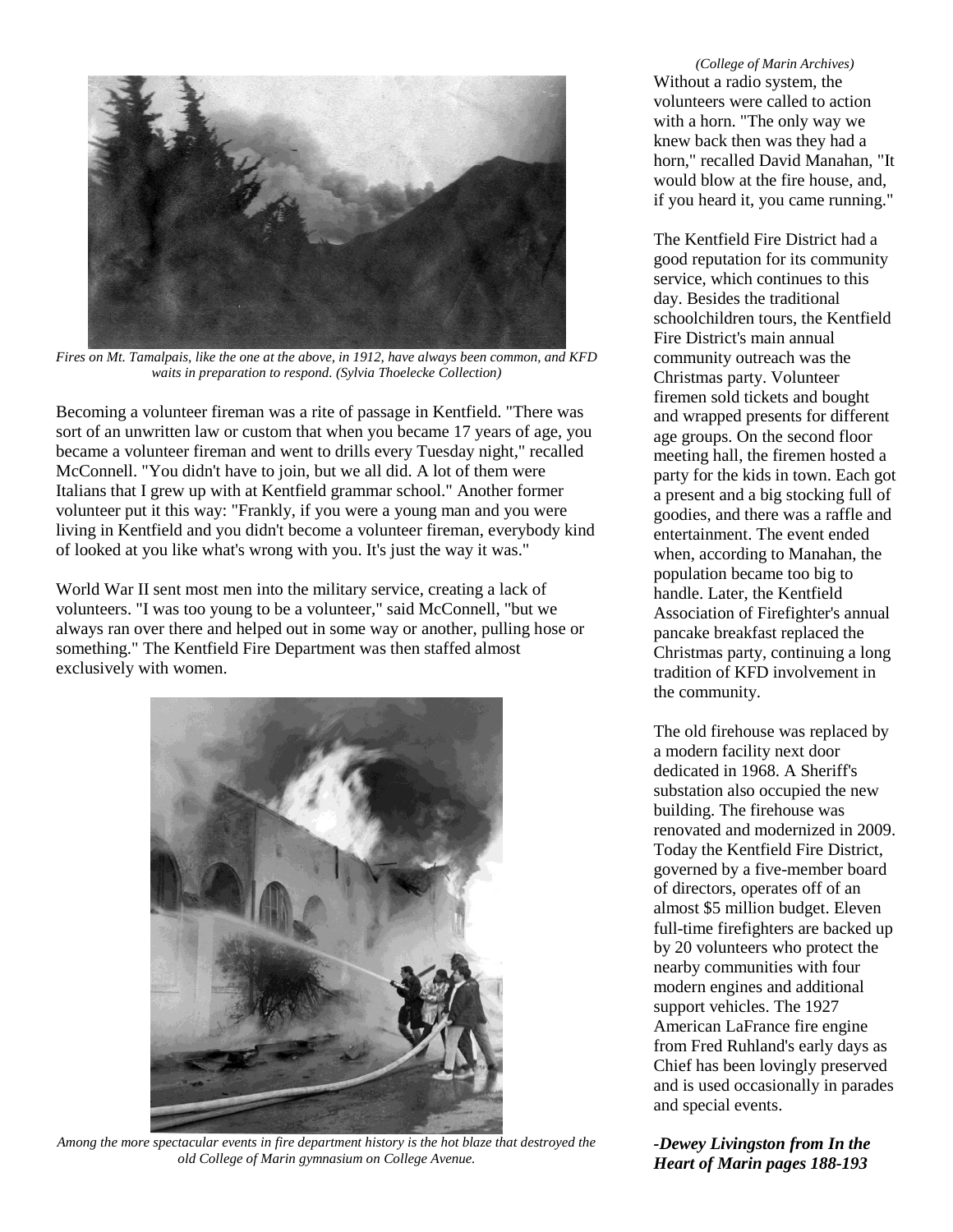*Fires on Mt. Tamalpais, like the one at the above, in 1912, have always been common, and KFD waits in preparation to respond. (Sylvia Thoelecke Collection)*

Becoming a volunteer fireman was a rite of passage in Kentfield. "There was sort of an unwritten law or custom that when you became 17 years of age, you became a volunteer fireman and went to drills every Tuesday night," recalled McConnell. "You didn't have to join, but we all did. A lot of them were Italians that I grew up with at Kentfield grammar school." Another former volunteer put it this way: "Frankly, if you were a young man and you were living in Kentfield and you didn't become a volunteer fireman, everybody kind of looked at you like what's wrong with you. It's just the way it was."

World War II sent most men into the military service, creating a lack of volunteers. "I was too young to be a volunteer," said McConnell, "but we always ran over there and helped out in some way or another, pulling hose or something." The Kentfield Fire Department was then staffed almost exclusively with women.

*Among the more spectacular events in fire department history is the hot blaze that destroyed the old College of Marin gymnasium on College Avenue.*

*(College of Marin Archives)*

Without a radio system, the volunteers were called to action with a horn. "The only way we knew back then was they had a horn," recalled David Manahan, "It would blow at the fire house, and, if you heard it, you came running."

The Kentfield Fire District had a good reputation for its community service, which continues to this day. Besides the traditional schoolchildren tours, the Kentfield Fire District's main annual community outreach was the Christmas party. Volunteer firemen sold tickets and bought and wrapped presents for different age groups. On the second floor meeting hall, the firemen hosted a party for the kids in town. Each got a present and a big stocking full of goodies, and there was a raffle and entertainment. The event ended when, according to Manahan, the population became too big to handle. Later, the Kentfield Association of Firefighter's annual pancake breakfast replaced the Christmas party, continuing a long tradition of KFD involvement in the community.

The old firehouse was replaced by a modern facility next door dedicated in 1968. A Sheriff's substation also occupied the new building. The firehouse was renovated and modernized in 2009. Today the Kentfield Fire District, governed by a five-member board of directors, operates off of an almost $5 million budget. Eleven full-time firefighters are backed up by 20 volunteers who protect the nearby communities with four modern engines and additional support vehicles. The 1927 American LaFrance fire engine from Fred Ruhland's early days as Chief has been lovingly preserved and is used occasionally in parades and special events.

***-Dewey Livingston from In the Heart of Marin pages 188-193***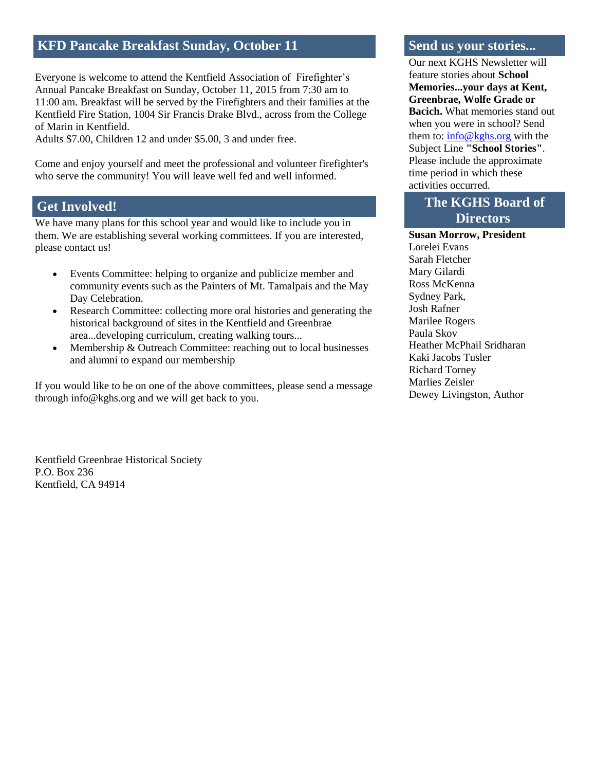## KFD Pancake Breakfast Sunday, October 11

Everyone is welcome to attend the Kentfield Association of Firefighter's Annual Pancake Breakfast on Sunday, October 11, 2015 from 7:30 am to 11:00 am. Breakfast will be served by the Firefighters and their families at the Kentfield Fire Station, 1004 Sir Francis Drake Blvd., across from the College of Marin in Kentfield.
Adults $7.00, Children 12 and under $5.00, 3 and under free.

Come and enjoy yourself and meet the professional and volunteer firefighter's who serve the community! You will leave well fed and well informed.

## Get Involved!

We have many plans for this school year and would like to include you in them. We are establishing several working committees. If you are interested, please contact us!

- Events Committee: helping to organize and publicize member and community events such as the Painters of Mt. Tamalpais and the May Day Celebration.
- Research Committee: collecting more oral histories and generating the historical background of sites in the Kentfield and Greenbrae area...developing curriculum, creating walking tours...
- Membership & Outreach Committee: reaching out to local businesses and alumni to expand our membership

If you would like to be on one of the above committees, please send a message through info@kghs.org and we will get back to you.

Kentfield Greenbrae Historical Society
P.O. Box 236
Kentfield, CA 94914

## Send us your stories...

Our next KGHS Newsletter will feature stories about **School Memories...your days at Kent, Greenbrae, Wolfe Grade or Bacich.** What memories stand out when you were in school? Send them to: info@kghs.org with the Subject Line **"School Stories"**. Please include the approximate time period in which these activities occurred.

## The KGHS Board of Directors

**Susan Morrow, President**
Lorelei Evans
Sarah Fletcher
Mary Gilardi
Ross McKenna
Sydney Park,
Josh Rafner
Marilee Rogers
Paula Skov
Heather McPhail Sridharan
Kaki Jacobs Tusler
Richard Torney
Marlies Zeisler
Dewey Livingston, Author